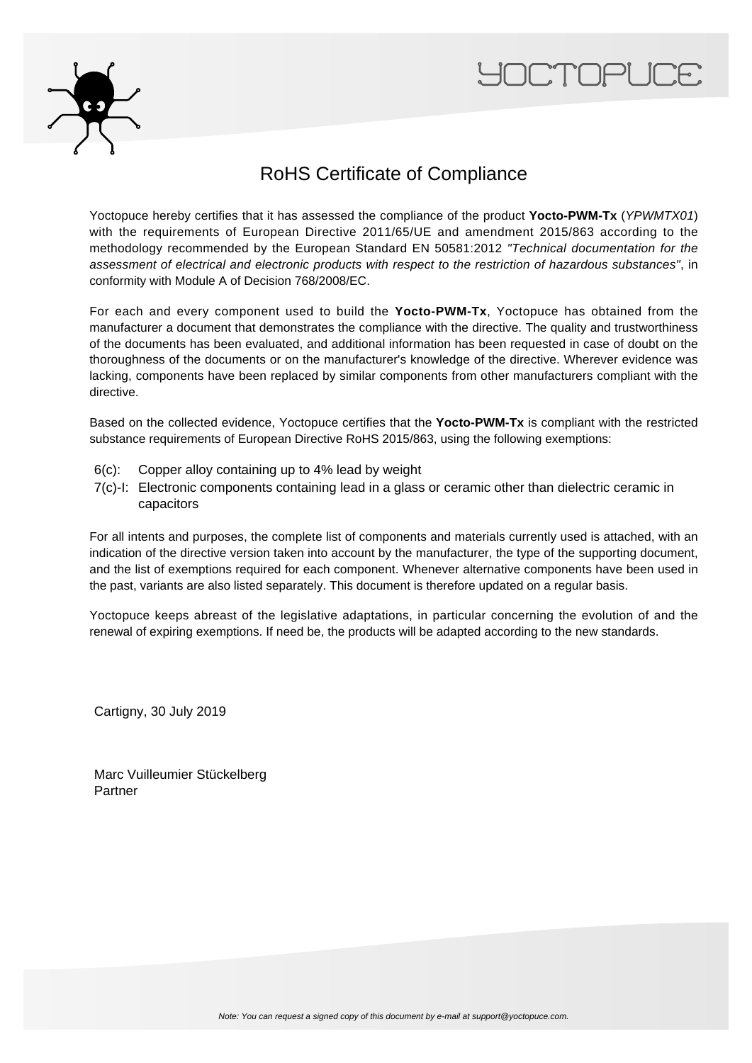# RoHS Certificate of Compliance

Yoctopuce hereby certifies that it has assessed the compliance of the product **Yocto-PWM-Tx** (*YPWMTX01*) with the requirements of European Directive 2011/65/UE and amendment 2015/863 according to the methodology recommended by the European Standard EN 50581:2012 *"Technical documentation for the assessment of electrical and electronic products with respect to the restriction of hazardous substances"*, in conformity with Module A of Decision 768/2008/EC.

For each and every component used to build the **Yocto-PWM-Tx**, Yoctopuce has obtained from the manufacturer a document that demonstrates the compliance with the directive. The quality and trustworthiness of the documents has been evaluated, and additional information has been requested in case of doubt on the thoroughness of the documents or on the manufacturer's knowledge of the directive. Wherever evidence was lacking, components have been replaced by similar components from other manufacturers compliant with the directive.

Based on the collected evidence, Yoctopuce certifies that the **Yocto-PWM-Tx** is compliant with the restricted substance requirements of European Directive RoHS 2015/863, using the following exemptions:

- 6(c): Copper alloy containing up to 4% lead by weight
- 7(c)-I: Electronic components containing lead in a glass or ceramic other than dielectric ceramic in capacitors

For all intents and purposes, the complete list of components and materials currently used is attached, with an indication of the directive version taken into account by the manufacturer, the type of the supporting document, and the list of exemptions required for each component. Whenever alternative components have been used in the past, variants are also listed separately. This document is therefore updated on a regular basis.

Yoctopuce keeps abreast of the legislative adaptations, in particular concerning the evolution of and the renewal of expiring exemptions. If need be, the products will be adapted according to the new standards.

Cartigny, 30 July 2019

Marc Vuilleumier Stückelberg
Partner

*Note: You can request a signed copy of this document by e-mail at support@yoctopuce.com.*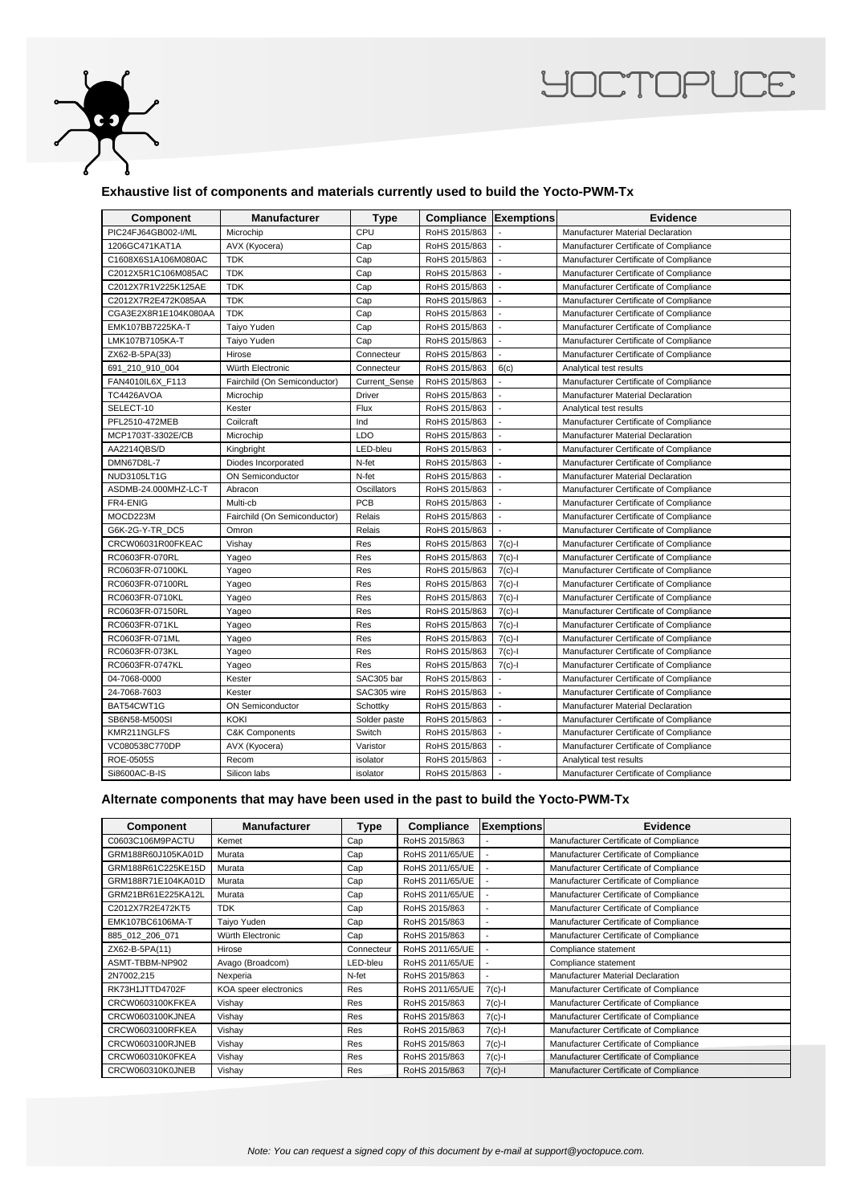## Exhaustive list of components and materials currently used to build the Yocto-PWM-Tx

| Component | Manufacturer | Type | Compliance | Exemptions | Evidence |
|---|---|---|---|---|---|
| PIC24FJ64GB002-I/ML | Microchip | CPU | RoHS 2015/863 | - | Manufacturer Material Declaration |
| 1206GC471KAT1A | AVX (Kyocera) | Cap | RoHS 2015/863 | - | Manufacturer Certificate of Compliance |
| C1608X6S1A106M080AC | TDK | Cap | RoHS 2015/863 | - | Manufacturer Certificate of Compliance |
| C2012X5R1C106M085AC | TDK | Cap | RoHS 2015/863 | - | Manufacturer Certificate of Compliance |
| C2012X7R1V225K125AE | TDK | Cap | RoHS 2015/863 | - | Manufacturer Certificate of Compliance |
| C2012X7R2E472K085AA | TDK | Cap | RoHS 2015/863 | - | Manufacturer Certificate of Compliance |
| CGA3E2X8R1E104K080AA | TDK | Cap | RoHS 2015/863 | - | Manufacturer Certificate of Compliance |
| EMK107BB7225KA-T | Taiyo Yuden | Cap | RoHS 2015/863 | - | Manufacturer Certificate of Compliance |
| LMK107B7105KA-T | Taiyo Yuden | Cap | RoHS 2015/863 | - | Manufacturer Certificate of Compliance |
| ZX62-B-5PA(33) | Hirose | Connecteur | RoHS 2015/863 | - | Manufacturer Certificate of Compliance |
| 691_210_910_004 | Würth Electronic | Connecteur | RoHS 2015/863 | 6(c) | Analytical test results |
| FAN4010IL6X_F113 | Fairchild (On Semiconductor) | Current_Sense | RoHS 2015/863 | - | Manufacturer Certificate of Compliance |
| TC4426AVOA | Microchip | Driver | RoHS 2015/863 | - | Manufacturer Material Declaration |
| SELECT-10 | Kester | Flux | RoHS 2015/863 | - | Analytical test results |
| PFL2510-472MEB | Coilcraft | Ind | RoHS 2015/863 | - | Manufacturer Certificate of Compliance |
| MCP1703T-3302E/CB | Microchip | LDO | RoHS 2015/863 | - | Manufacturer Material Declaration |
| AA2214QBS/D | Kingbright | LED-bleu | RoHS 2015/863 | - | Manufacturer Certificate of Compliance |
| DMN67D8L-7 | Diodes Incorporated | N-fet | RoHS 2015/863 | - | Manufacturer Certificate of Compliance |
| NUD3105LT1G | ON Semiconductor | N-fet | RoHS 2015/863 | - | Manufacturer Material Declaration |
| ASDMB-24.000MHZ-LC-T | Abracon | Oscillators | RoHS 2015/863 | - | Manufacturer Certificate of Compliance |
| FR4-ENIG | Multi-cb | PCB | RoHS 2015/863 | - | Manufacturer Certificate of Compliance |
| MOCD223M | Fairchild (On Semiconductor) | Relais | RoHS 2015/863 | - | Manufacturer Certificate of Compliance |
| G6K-2G-Y-TR_DC5 | Omron | Relais | RoHS 2015/863 | - | Manufacturer Certificate of Compliance |
| CRCW06031R00FKEAC | Vishay | Res | RoHS 2015/863 | 7(c)-I | Manufacturer Certificate of Compliance |
| RC0603FR-070RL | Yageo | Res | RoHS 2015/863 | 7(c)-I | Manufacturer Certificate of Compliance |
| RC0603FR-07100KL | Yageo | Res | RoHS 2015/863 | 7(c)-I | Manufacturer Certificate of Compliance |
| RC0603FR-07100RL | Yageo | Res | RoHS 2015/863 | 7(c)-I | Manufacturer Certificate of Compliance |
| RC0603FR-0710KL | Yageo | Res | RoHS 2015/863 | 7(c)-I | Manufacturer Certificate of Compliance |
| RC0603FR-07150RL | Yageo | Res | RoHS 2015/863 | 7(c)-I | Manufacturer Certificate of Compliance |
| RC0603FR-071KL | Yageo | Res | RoHS 2015/863 | 7(c)-I | Manufacturer Certificate of Compliance |
| RC0603FR-071ML | Yageo | Res | RoHS 2015/863 | 7(c)-I | Manufacturer Certificate of Compliance |
| RC0603FR-073KL | Yageo | Res | RoHS 2015/863 | 7(c)-I | Manufacturer Certificate of Compliance |
| RC0603FR-0747KL | Yageo | Res | RoHS 2015/863 | 7(c)-I | Manufacturer Certificate of Compliance |
| 04-7068-0000 | Kester | SAC305 bar | RoHS 2015/863 | - | Manufacturer Certificate of Compliance |
| 24-7068-7603 | Kester | SAC305 wire | RoHS 2015/863 | - | Manufacturer Certificate of Compliance |
| BAT54CWT1G | ON Semiconductor | Schottky | RoHS 2015/863 | - | Manufacturer Material Declaration |
| SB6N58-M500SI | KOKI | Solder paste | RoHS 2015/863 | - | Manufacturer Certificate of Compliance |
| KMR211NGLFS | C&K Components | Switch | RoHS 2015/863 | - | Manufacturer Certificate of Compliance |
| VC080538C770DP | AVX (Kyocera) | Varistor | RoHS 2015/863 | - | Manufacturer Certificate of Compliance |
| ROE-0505S | Recom | isolator | RoHS 2015/863 | - | Analytical test results |
| Si8600AC-B-IS | Silicon labs | isolator | RoHS 2015/863 | - | Manufacturer Certificate of Compliance |

## Alternate components that may have been used in the past to build the Yocto-PWM-Tx

| Component | Manufacturer | Type | Compliance | Exemptions | Evidence |
|---|---|---|---|---|---|
| C0603C106M9PACTU | Kemet | Cap | RoHS 2015/863 | - | Manufacturer Certificate of Compliance |
| GRM188R60J105KA01D | Murata | Cap | RoHS 2011/65/UE | - | Manufacturer Certificate of Compliance |
| GRM188R61C225KE15D | Murata | Cap | RoHS 2011/65/UE | - | Manufacturer Certificate of Compliance |
| GRM188R71E104KA01D | Murata | Cap | RoHS 2011/65/UE | - | Manufacturer Certificate of Compliance |
| GRM21BR61E225KA12L | Murata | Cap | RoHS 2011/65/UE | - | Manufacturer Certificate of Compliance |
| C2012X7R2E472KT5 | TDK | Cap | RoHS 2015/863 | - | Manufacturer Certificate of Compliance |
| EMK107BC6106MA-T | Taiyo Yuden | Cap | RoHS 2015/863 | - | Manufacturer Certificate of Compliance |
| 885_012_206_071 | Würth Electronic | Cap | RoHS 2015/863 | - | Manufacturer Certificate of Compliance |
| ZX62-B-5PA(11) | Hirose | Connecteur | RoHS 2011/65/UE | - | Compliance statement |
| ASMT-TBBM-NP902 | Avago (Broadcom) | LED-bleu | RoHS 2011/65/UE | - | Compliance statement |
| 2N7002,215 | Nexperia | N-fet | RoHS 2015/863 | - | Manufacturer Material Declaration |
| RK73H1JTTD4702F | KOA speer electronics | Res | RoHS 2011/65/UE | 7(c)-I | Manufacturer Certificate of Compliance |
| CRCW0603100KFKEA | Vishay | Res | RoHS 2015/863 | 7(c)-I | Manufacturer Certificate of Compliance |
| CRCW0603100KJNEA | Vishay | Res | RoHS 2015/863 | 7(c)-I | Manufacturer Certificate of Compliance |
| CRCW0603100RFKEA | Vishay | Res | RoHS 2015/863 | 7(c)-I | Manufacturer Certificate of Compliance |
| CRCW0603100RJNEB | Vishay | Res | RoHS 2015/863 | 7(c)-I | Manufacturer Certificate of Compliance |
| CRCW060310K0FKEA | Vishay | Res | RoHS 2015/863 | 7(c)-I | Manufacturer Certificate of Compliance |
| CRCW060310K0JNEB | Vishay | Res | RoHS 2015/863 | 7(c)-I | Manufacturer Certificate of Compliance |

*Note: You can request a signed copy of this document by e-mail at support@yoctopuce.com.*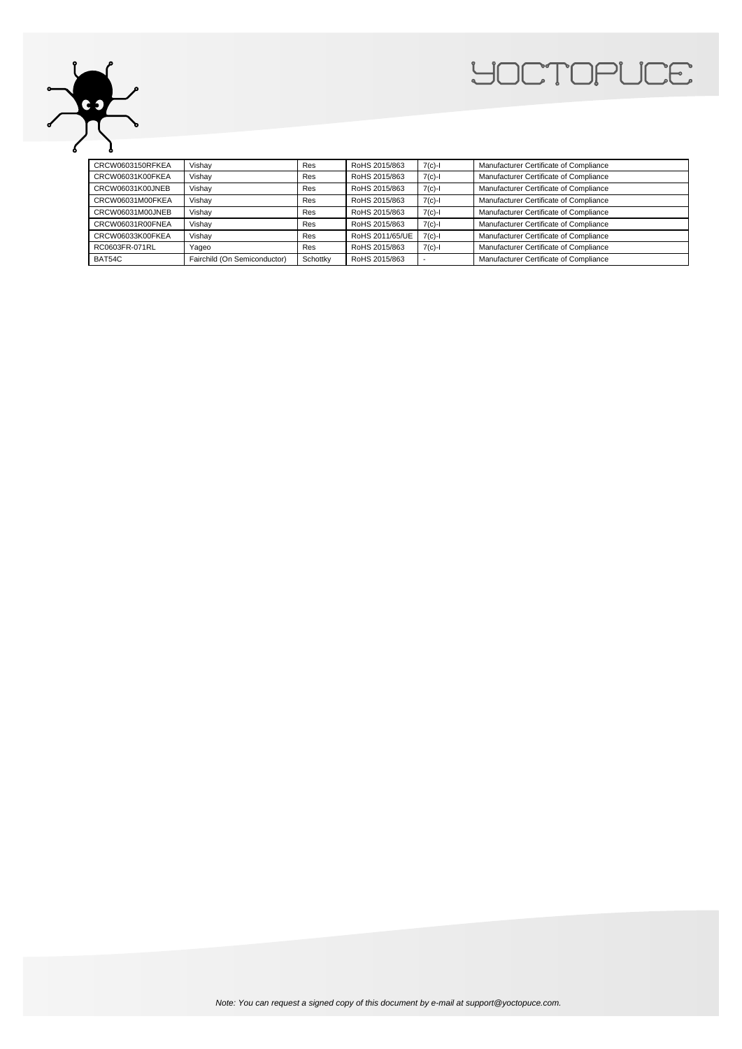| | | | | | |
|---|---|---|---|---|---|
| CRCW0603150RFKEA | Vishay | Res | RoHS 2015/863 | 7(c)-I | Manufacturer Certificate of Compliance |
| CRCW06031K00FKEA | Vishay | Res | RoHS 2015/863 | 7(c)-I | Manufacturer Certificate of Compliance |
| CRCW06031K00JNEB | Vishay | Res | RoHS 2015/863 | 7(c)-I | Manufacturer Certificate of Compliance |
| CRCW06031M00FKEA | Vishay | Res | RoHS 2015/863 | 7(c)-I | Manufacturer Certificate of Compliance |
| CRCW06031M00JNEB | Vishay | Res | RoHS 2015/863 | 7(c)-I | Manufacturer Certificate of Compliance |
| CRCW06031R00FNEA | Vishay | Res | RoHS 2015/863 | 7(c)-I | Manufacturer Certificate of Compliance |
| CRCW06033K00FKEA | Vishay | Res | RoHS 2011/65/UE | 7(c)-I | Manufacturer Certificate of Compliance |
| RC0603FR-071RL | Yageo | Res | RoHS 2015/863 | 7(c)-I | Manufacturer Certificate of Compliance |
| BAT54C | Fairchild (On Semiconductor) | Schottky | RoHS 2015/863 | - | Manufacturer Certificate of Compliance |

*Note: You can request a signed copy of this document by e-mail at support@yoctopuce.com.*